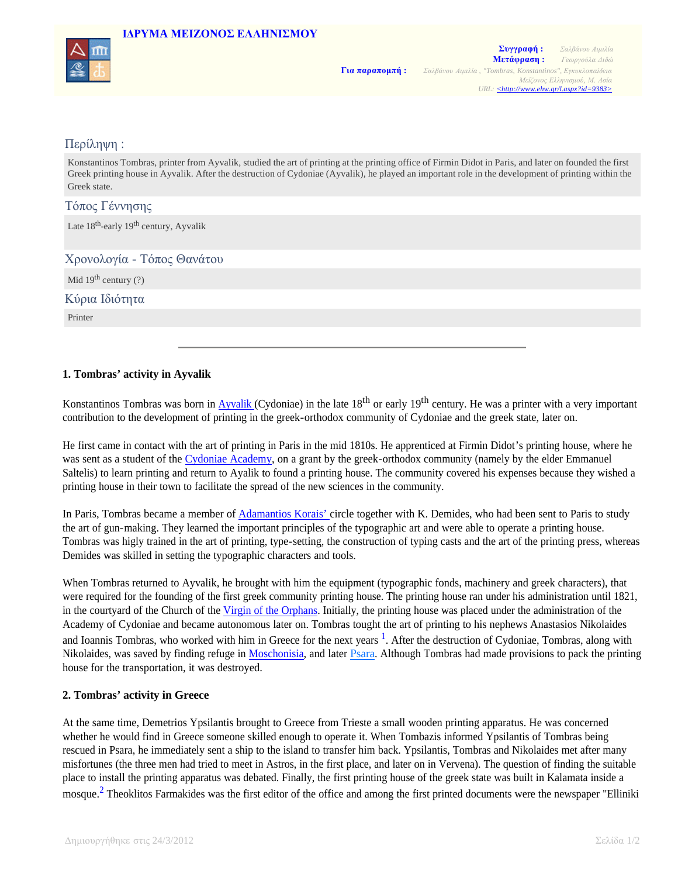**ΙΔΡΥΜΑ ΜΕΙΖΟΝΟΣ ΕΛΛΗΝΙΣΜΟΥ**

**Συγγραφή :** Σαλβάνου Αιμιλία
**Μετάφραση :** Γεωργούλα Διδώ
**Για παραπομπή :** Σαλβάνου Αιμιλία , "Tombras, Konstantinos", Εγκυκλοπαίδεια Μείζονος Ελληνισμού, Μ. Ασία
URL: <http://www.ehw.gr/l.aspx?id=9383>

## Περίληψη :

Konstantinos Tombras, printer from Ayvalik, studied the art of printing at the printing office of Firmin Didot in Paris, and later on founded the first Greek printing house in Ayvalik. After the destruction of Cydoniae (Ayvalik), he played an important role in the development of printing within the Greek state.

## Τόπος Γέννησης

Late 18th-early 19th century, Ayvalik

## Χρονολογία - Τόπος Θανάτου

Mid 19th century (?)

## Κύρια Ιδιότητα

Printer

---

### 1. Tombras' activity in Ayvalik

Konstantinos Tombras was born in Ayvalik (Cydoniae) in the late 18th or early 19th century. He was a printer with a very important contribution to the development of printing in the greek-orthodox community of Cydoniae and the greek state, later on.

He first came in contact with the art of printing in Paris in the mid 1810s. He apprenticed at Firmin Didot's printing house, where he was sent as a student of the Cydoniae Academy, on a grant by the greek-orthodox community (namely by the elder Emmanuel Saltelis) to learn printing and return to Ayalik to found a printing house. The community covered his expenses because they wished a printing house in their town to facilitate the spread of the new sciences in the community.

In Paris, Tombras became a member of Adamantios Korais' circle together with K. Demides, who had been sent to Paris to study the art of gun-making. They learned the important principles of the typographic art and were able to operate a printing house. Tombras was higly trained in the art of printing, type-setting, the construction of typing casts and the art of the printing press, whereas Demides was skilled in setting the typographic characters and tools.

When Tombras returned to Ayvalik, he brought with him the equipment (typographic fonds, machinery and greek characters), that were required for the founding of the first greek community printing house. The printing house ran under his administration until 1821, in the courtyard of the Church of the Virgin of the Orphans. Initially, the printing house was placed under the administration of the Academy of Cydoniae and became autonomous later on. Tombras tought the art of printing to his nephews Anastasios Nikolaides and Ioannis Tombras, who worked with him in Greece for the next years [1]. After the destruction of Cydoniae, Tombras, along with Nikolaides, was saved by finding refuge in Moschonisia, and later Psara. Although Tombras had made provisions to pack the printing house for the transportation, it was destroyed.

### 2. Tombras' activity in Greece

At the same time, Demetrios Ypsilantis brought to Greece from Trieste a small wooden printing apparatus. He was concerned whether he would find in Greece someone skilled enough to operate it. When Tombazis informed Ypsilantis of Tombras being rescued in Psara, he immediately sent a ship to the island to transfer him back. Ypsilantis, Tombras and Nikolaides met after many misfortunes (the three men had tried to meet in Astros, in the first place, and later on in Vervena). The question of finding the suitable place to install the printing apparatus was debated. Finally, the first printing house of the greek state was built in Kalamata inside a mosque.[2] Theoklitos Farmakides was the first editor of the office and among the first printed documents were the newspaper "Elliniki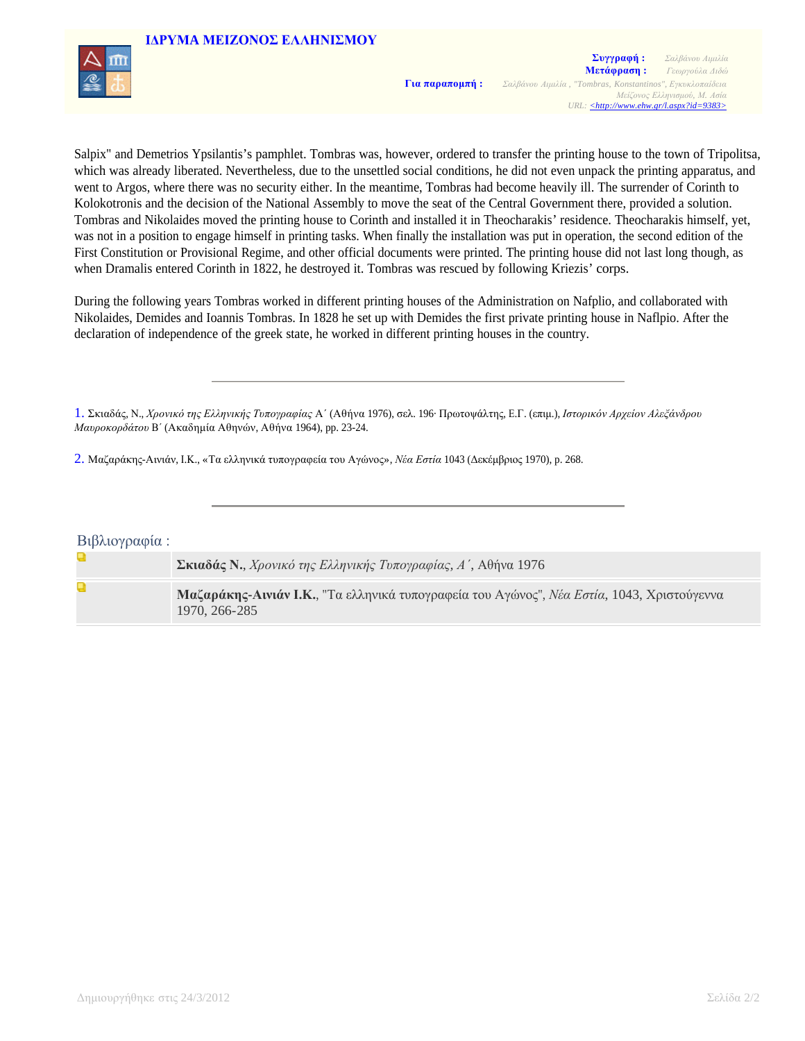Salpix" and Demetrios Ypsilantis's pamphlet. Tombras was, however, ordered to transfer the printing house to the town of Tripolitsa, which was already liberated. Nevertheless, due to the unsettled social conditions, he did not even unpack the printing apparatus, and went to Argos, where there was no security either. In the meantime, Tombras had become heavily ill. The surrender of Corinth to Kolokotronis and the decision of the National Assembly to move the seat of the Central Government there, provided a solution. Tombras and Nikolaides moved the printing house to Corinth and installed it in Theocharakis' residence. Theocharakis himself, yet, was not in a position to engage himself in printing tasks. When finally the installation was put in operation, the second edition of the First Constitution or Provisional Regime, and other official documents were printed. The printing house did not last long though, as when Dramalis entered Corinth in 1822, he destroyed it. Tombras was rescued by following Kriezis' corps.

During the following years Tombras worked in different printing houses of the Administration on Nafplio, and collaborated with Nikolaides, Demides and Ioannis Tombras. In 1828 he set up with Demides the first private printing house in Naflpio. After the declaration of independence of the greek state, he worked in different printing houses in the country.

---

1. Σκιαδάς, Ν., *Χρονικό της Ελληνικής Τυπογραφίας* Α΄ (Αθήνα 1976), σελ. 196· Πρωτοψάλτης, Ε.Γ. (επιμ.), *Ιστορικόν Αρχείον Αλεξάνδρου Μαυροκορδάτου* Β΄ (Ακαδημία Αθηνών, Αθήνα 1964), pp. 23-24.

2. Μαζαράκης-Αινιάν, Ι.Κ., «Τα ελληνικά τυπογραφεία του Αγώνος», *Νέα Εστία* 1043 (Δεκέμβριος 1970), p. 268.

---

## Βιβλιογραφία :

| | |
|---|---|
| | **Σκιαδάς Ν.**, *Χρονικό της Ελληνικής Τυπογραφίας, Α΄*, Αθήνα 1976 |
| | **Μαζαράκης-Αινιάν Ι.Κ.**, "Τα ελληνικά τυπογραφεία του Αγώνος", *Νέα Εστία*, 1043, Χριστούγεννα 1970, 266-285 |